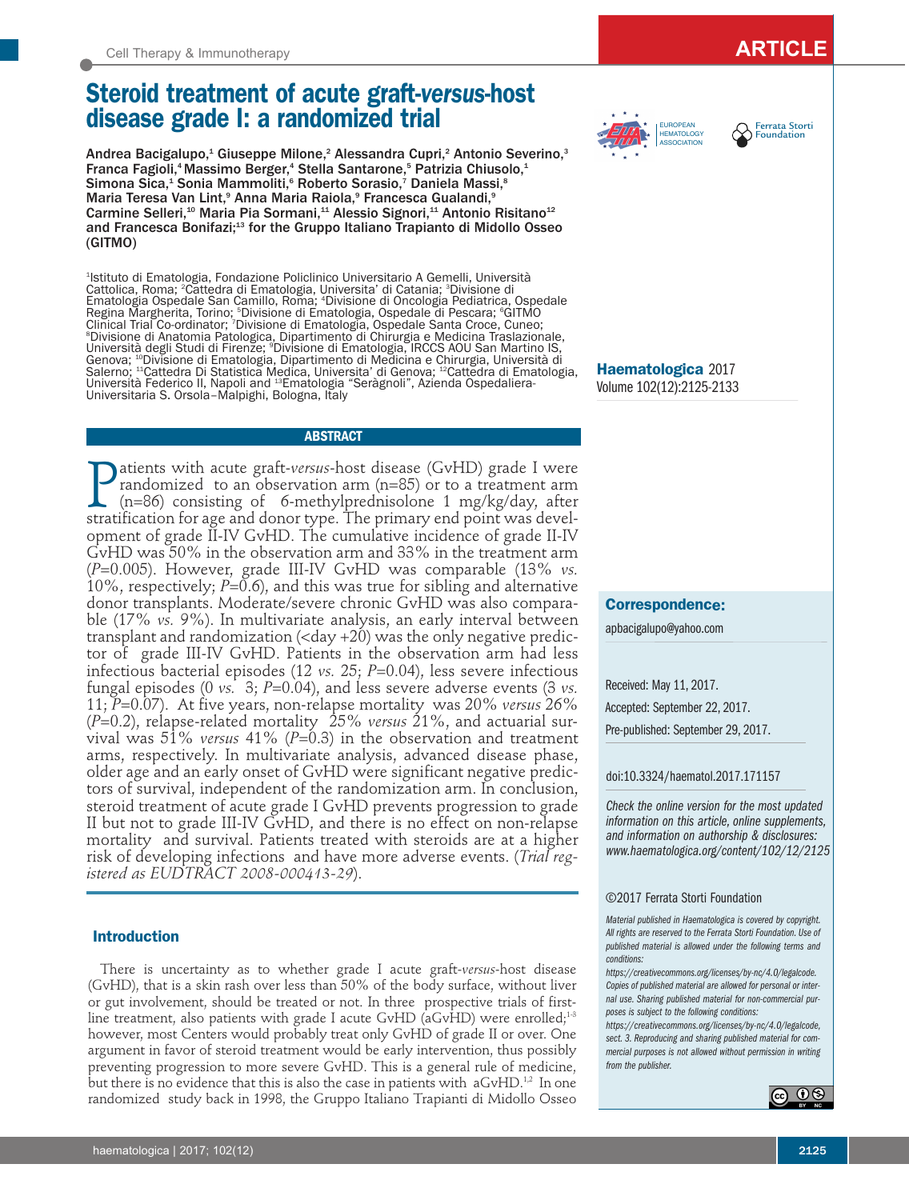# Steroid treatment of acute graft-*versus*-host disease grade I: a randomized trial

Andrea Bacigalupo,[1] Giuseppe Milone,[2] Alessandra Cupri,[2] Antonio Severino,[3] Franca Fagioli,[4] Massimo Berger,[4] Stella Santarone,[5] Patrizia Chiusolo,[1] Simona Sica,[1] Sonia Mammoliti,[6] Roberto Sorasio,[7] Daniela Massi,[8] Maria Teresa Van Lint,[9] Anna Maria Raiola,[9] Francesca Gualandi,[9] Carmine Selleri,[10] Maria Pia Sormani,[11] Alessio Signori,[11] Antonio Risitano[12] and Francesca Bonifazi;[13] for the Gruppo Italiano Trapianto di Midollo Osseo (GITMO)

[1]Istituto di Ematologia, Fondazione Policlinico Universitario A Gemelli, Università Cattolica, Roma; [2]Cattedra di Ematologia, Universita' di Catania; [3]Divisione di Ematologia Ospedale San Camillo, Roma; [4]Divisione di Oncologia Pediatrica, Ospedale Regina Margherita, Torino; [5]Divisione di Ematologia, Ospedale di Pescara; [6]GITMO Clinical Trial Co-ordinator; [7]Divisione di Ematologia, Ospedale Santa Croce, Cuneo; [8]Divisione di Anatomia Patologica, Dipartimento di Chirurgia e Medicina Traslazionale, Università degli Studi di Firenze; [9]Divisione di Ematologia, IRCCS AOU San Martino IS, Genova; [10]Divisione di Ematologia, Dipartimento di Medicina e Chirurgia, Università di Salerno; [11]Cattedra Di Statistica Medica, Universita' di Genova; [12]Cattedra di Ematologia, Università Federico II, Napoli and [13]Ematologia "Serágnoli", Azienda Ospedaliera-Universitaria S. Orsola–Malpighi, Bologna, Italy

## ABSTRACT

Patients with acute graft-*versus*-host disease (GvHD) grade I were randomized to an observation arm (n=85) or to a treatment arm (n=86) consisting of 6-methylprednisolone 1 mg/kg/day, after stratification for age and donor type. The primary end point was development of grade II-IV GvHD. The cumulative incidence of grade II-IV GvHD was 50% in the observation arm and 33% in the treatment arm (*P*=0.005). However, grade III-IV GvHD was comparable (13% *vs.* 10%, respectively; *P*=0.6), and this was true for sibling and alternative donor transplants. Moderate/severe chronic GvHD was also comparable (17% *vs.* 9%). In multivariate analysis, an early interval between transplant and randomization (<day +20) was the only negative predictor of grade III-IV GvHD. Patients in the observation arm had less infectious bacterial episodes (12 *vs.* 25; *P*=0.04), less severe infectious fungal episodes (0 *vs.* 3; *P*=0.04), and less severe adverse events (3 *vs.* 11; *P*=0.07). At five years, non-relapse mortality was 20% *versus* 26% (*P*=0.2), relapse-related mortality 25% *versus* 21%, and actuarial survival was 51% *versus* 41% (*P*=0.3) in the observation and treatment arms, respectively. In multivariate analysis, advanced disease phase, older age and an early onset of GvHD were significant negative predictors of survival, independent of the randomization arm. In conclusion, steroid treatment of acute grade I GvHD prevents progression to grade II but not to grade III-IV GvHD, and there is no effect on non-relapse mortality and survival. Patients treated with steroids are at a higher risk of developing infections and have more adverse events. (*Trial registered as EUDTRACT 2008-000413-29*).

**Correspondence:**
apbacigalupo@yahoo.com

Received: May 11, 2017.
Accepted: September 22, 2017.
Pre-published: September 29, 2017.

doi:10.3324/haematol.2017.171157

*Check the online version for the most updated information on this article, online supplements, and information on authorship & disclosures: www.haematologica.org/content/102/12/2125*

©2017 Ferrata Storti Foundation

*Material published in Haematologica is covered by copyright. All rights are reserved to the Ferrata Storti Foundation. Use of published material is allowed under the following terms and conditions: https://creativecommons.org/licenses/by-nc/4.0/legalcode. Copies of published material are allowed for personal or internal use. Sharing published material for non-commercial purposes is subject to the following conditions: https://creativecommons.org/licenses/by-nc/4.0/legalcode, sect. 3. Reproducing and sharing published material for commercial purposes is not allowed without permission in writing from the publisher.*

## Introduction

There is uncertainty as to whether grade I acute graft-*versus*-host disease (GvHD), that is a skin rash over less than 50% of the body surface, without liver or gut involvement, should be treated or not. In three prospective trials of first-line treatment, also patients with grade I acute GvHD (aGvHD) were enrolled;[1-3] however, most Centers would probably treat only GvHD of grade II or over. One argument in favor of steroid treatment would be early intervention, thus possibly preventing progression to more severe GvHD. This is a general rule of medicine, but there is no evidence that this is also the case in patients with aGvHD.[1,2] In one randomized study back in 1998, the Gruppo Italiano Trapianti di Midollo Osseo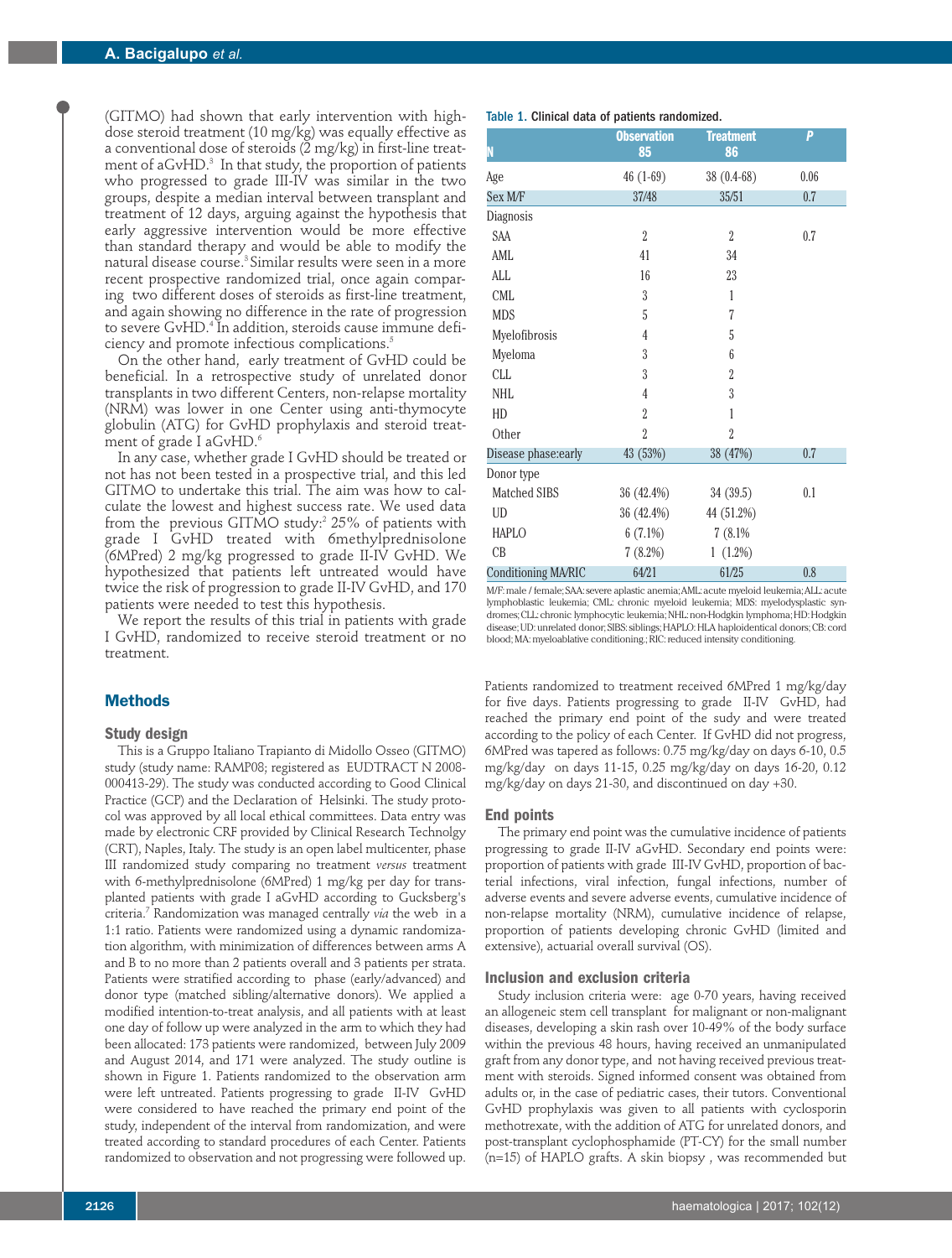(GITMO) had shown that early intervention with high-dose steroid treatment (10 mg/kg) was equally effective as a conventional dose of steroids (2 mg/kg) in first-line treatment of aGvHD.[3] In that study, the proportion of patients who progressed to grade III-IV was similar in the two groups, despite a median interval between transplant and treatment of 12 days, arguing against the hypothesis that early aggressive intervention would be more effective than standard therapy and would be able to modify the natural disease course.[3] Similar results were seen in a more recent prospective randomized trial, once again comparing two different doses of steroids as first-line treatment, and again showing no difference in the rate of progression to severe GvHD.[4] In addition, steroids cause immune deficiency and promote infectious complications.[5]

On the other hand, early treatment of GvHD could be beneficial. In a retrospective study of unrelated donor transplants in two different Centers, non-relapse mortality (NRM) was lower in one Center using anti-thymocyte globulin (ATG) for GvHD prophylaxis and steroid treatment of grade I aGvHD.[6]

In any case, whether grade I GvHD should be treated or not has not been tested in a prospective trial, and this led GITMO to undertake this trial. The aim was how to calculate the lowest and highest success rate. We used data from the previous GITMO study:[2] 25% of patients with grade I GvHD treated with 6methylprednisolone (6MPred) 2 mg/kg progressed to grade II-IV GvHD. We hypothesized that patients left untreated would have twice the risk of progression to grade II-IV GvHD, and 170 patients were needed to test this hypothesis.

We report the results of this trial in patients with grade I GvHD, randomized to receive steroid treatment or no treatment.

## Methods

### Study design

This is a Gruppo Italiano Trapianto di Midollo Osseo (GITMO) study (study name: RAMP08; registered as EUDTRACT N 2008-000413-29). The study was conducted according to Good Clinical Practice (GCP) and the Declaration of Helsinki. The study protocol was approved by all local ethical committees. Data entry was made by electronic CRF provided by Clinical Research Technolgy (CRT), Naples, Italy. The study is an open label multicenter, phase III randomized study comparing no treatment *versus* treatment with 6-methylprednisolone (6MPred) 1 mg/kg per day for transplanted patients with grade I aGvHD according to Gucksberg's criteria.[7] Randomization was managed centrally *via* the web in a 1:1 ratio. Patients were randomized using a dynamic randomization algorithm, with minimization of differences between arms A and B to no more than 2 patients overall and 3 patients per strata. Patients were stratified according to phase (early/advanced) and donor type (matched sibling/alternative donors). We applied a modified intention-to-treat analysis, and all patients with at least one day of follow up were analyzed in the arm to which they had been allocated: 173 patients were randomized, between July 2009 and August 2014, and 171 were analyzed. The study outline is shown in Figure 1. Patients randomized to the observation arm were left untreated. Patients progressing to grade II-IV GvHD were considered to have reached the primary end point of the study, independent of the interval from randomization, and were treated according to standard procedures of each Center. Patients randomized to observation and not progressing were followed up.

**Table 1. Clinical data of patients randomized.**

| N | Observation 85 | Treatment 86 | P |
|---|---|---|---|
| Age | 46 (1-69) | 38 (0.4-68) | 0.06 |
| Sex M/F | 37/48 | 35/51 | 0.7 |
| Diagnosis | | | |
| SAA | 2 | 2 | 0.7 |
| AML | 41 | 34 | |
| ALL | 16 | 23 | |
| CML | 3 | 1 | |
| MDS | 5 | 7 | |
| Myelofibrosis | 4 | 5 | |
| Myeloma | 3 | 6 | |
| CLL | 3 | 2 | |
| NHL | 4 | 3 | |
| HD | 2 | 1 | |
| Other | 2 | 2 | |
| Disease phase:early | 43 (53%) | 38 (47%) | 0.7 |
| Donor type | | | |
| Matched SIBS | 36 (42.4%) | 34 (39.5) | 0.1 |
| UD | 36 (42.4%) | 44 (51.2%) | |
| HAPLO | 6 (7.1%) | 7 (8.1% | |
| CB | 7 (8.2%) | 1 (1.2%) | |
| Conditioning MA/RIC | 64/21 | 61/25 | 0.8 |

M/F: male / female; SAA: severe aplastic anemia; AML: acute myeloid leukemia; ALL: acute lymphoblastic leukemia; CML: chronic myeloid leukemia; MDS: myelodysplastic syndromes; CLL: chronic lymphocytic leukemia; NHL: non-Hodgkin lymphoma; HD: Hodgkin disease; UD: unrelated donor; SIBS: siblings; HAPLO: HLA haploidentical donors; CB: cord blood; MA: myeloablative conditioning.; RIC: reduced intensity conditioning.

Patients randomized to treatment received 6MPred 1 mg/kg/day for five days. Patients progressing to grade II-IV GvHD, had reached the primary end point of the sudy and were treated according to the policy of each Center. If GvHD did not progress, 6MPred was tapered as follows: 0.75 mg/kg/day on days 6-10, 0.5 mg/kg/day on days 11-15, 0.25 mg/kg/day on days 16-20, 0.12 mg/kg/day on days 21-30, and discontinued on day +30.

### End points

The primary end point was the cumulative incidence of patients progressing to grade II-IV aGvHD. Secondary end points were: proportion of patients with grade III-IV GvHD, proportion of bacterial infections, viral infection, fungal infections, number of adverse events and severe adverse events, cumulative incidence of non-relapse mortality (NRM), cumulative incidence of relapse, proportion of patients developing chronic GvHD (limited and extensive), actuarial overall survival (OS).

### Inclusion and exclusion criteria

Study inclusion criteria were: age 0-70 years, having received an allogeneic stem cell transplant for malignant or non-malignant diseases, developing a skin rash over 10-49% of the body surface within the previous 48 hours, having received an unmanipulated graft from any donor type, and not having received previous treatment with steroids. Signed informed consent was obtained from adults or, in the case of pediatric cases, their tutors. Conventional GvHD prophylaxis was given to all patients with cyclosporin methotrexate, with the addition of ATG for unrelated donors, and post-transplant cyclophosphamide (PT-CY) for the small number (n=15) of HAPLO grafts. A skin biopsy , was recommended but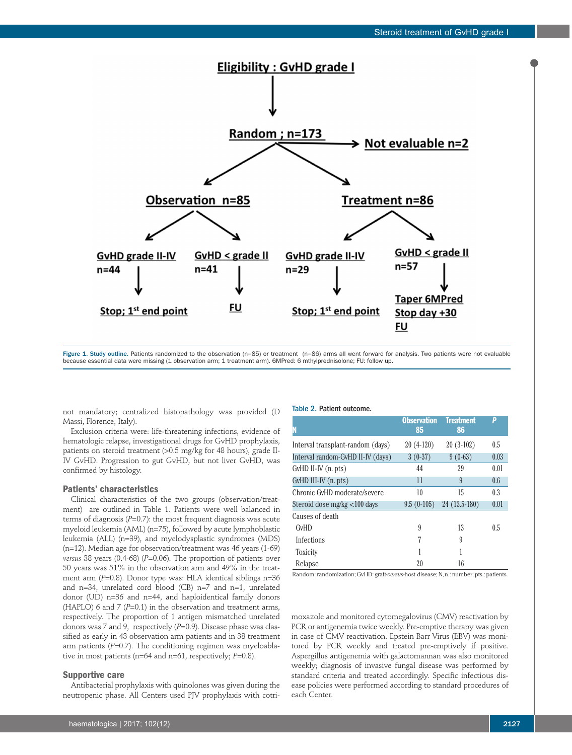Eligibility : GvHD grade I

Random ; n=173 → Not evaluable n=2

Observation n=85
- GvHD grade II-IV n=44 → Stop; 1st end point
- GvHD < grade II n=41 → FU

Treatment n=86
- GvHD grade II-IV n=29 → Stop; 1st end point
- GvHD < grade II n=57 → Taper 6MPred Stop day +30 FU

**Figure 1. Study outline.** Patients randomized to the observation (n=85) or treatment (n=86) arms all went forward for analysis. Two patients were not evaluable because essential data were missing (1 observation arm; 1 treatment arm). 6MPred: 6 mthylprednisolone; FU: follow up.

not mandatory; centralized histopathology was provided (D Massi, Florence, Italy).

Exclusion criteria were: life-threatening infections, evidence of hematologic relapse, investigational drugs for GvHD prophylaxis, patients on steroid treatment (>0.5 mg/kg for 48 hours), grade II-IV GvHD. Progression to gut GvHD, but not liver GvHD, was confirmed by histology.

### Patients' characteristics

Clinical characteristics of the two groups (observation/treatment) are outlined in Table 1. Patients were well balanced in terms of diagnosis (*P*=0.7): the most frequent diagnosis was acute myeloid leukemia (AML) (n=75), followed by acute lymphoblastic leukemia (ALL) (n=39), and myelodysplastic syndromes (MDS) (n=12). Median age for observation/treatment was 46 years (1-69) *versus* 38 years (0.4-68) (*P*=0.06). The proportion of patients over 50 years was 51% in the observation arm and 49% in the treatment arm (*P*=0.8). Donor type was: HLA identical siblings n=36 and n=34, unrelated cord blood (CB) n=7 and n=1, unrelated donor (UD) n=36 and n=44, and haploidentical family donors (HAPLO) 6 and 7 (*P*=0.1) in the observation and treatment arms, respectively. The proportion of 1 antigen mismatched unrelated donors was 7 and 9, respectively (*P*=0.9). Disease phase was classified as early in 43 observation arm patients and in 38 treatment arm patients (*P*=0.7). The conditioning regimen was myeloablative in most patients (n=64 and n=61, respectively; *P*=0.8).

### Supportive care

Antibacterial prophylaxis with quinolones was given during the neutropenic phase. All Centers used PJV prophylaxis with cotrimoxazole and monitored cytomegalovirus (CMV) reactivation by PCR or antigenemia twice weekly. Pre-emptive therapy was given in case of CMV reactivation. Epstein Barr Virus (EBV) was monitored by PCR weekly and treated pre-emptively if positive. Aspergillus antigenemia with galactomannan was also monitored weekly; diagnosis of invasive fungal disease was performed by standard criteria and treated accordingly. Specific infectious disease policies were performed according to standard procedures of each Center.

**Table 2.** Patient outcome.

| N | Observation 85 | Treatment 86 | P |
|---|---|---|---|
| Interval transplant-random (days) | 20 (4-120) | 20 (3-102) | 0.5 |
| Interval random-GvHD II-IV (days) | 3 (0-37) | 9 (0-63) | 0.03 |
| GvHD II-IV (n. pts) | 44 | 29 | 0.01 |
| GvHD III-IV (n. pts) | 11 | 9 | 0.6 |
| Chronic GvHD moderate/severe | 10 | 15 | 0.3 |
| Steroid dose mg/kg <100 days | 9.5 (0-105) | 24 (13.5-180) | 0.01 |
| Causes of death | | | |
| GvHD | 9 | 13 | 0.5 |
| Infections | 7 | 9 | |
| Toxicity | 1 | 1 | |
| Relapse | 20 | 16 | |

Random: randomization; GvHD: graft-*versus*-host disease; N, n.: number; pts.: patients.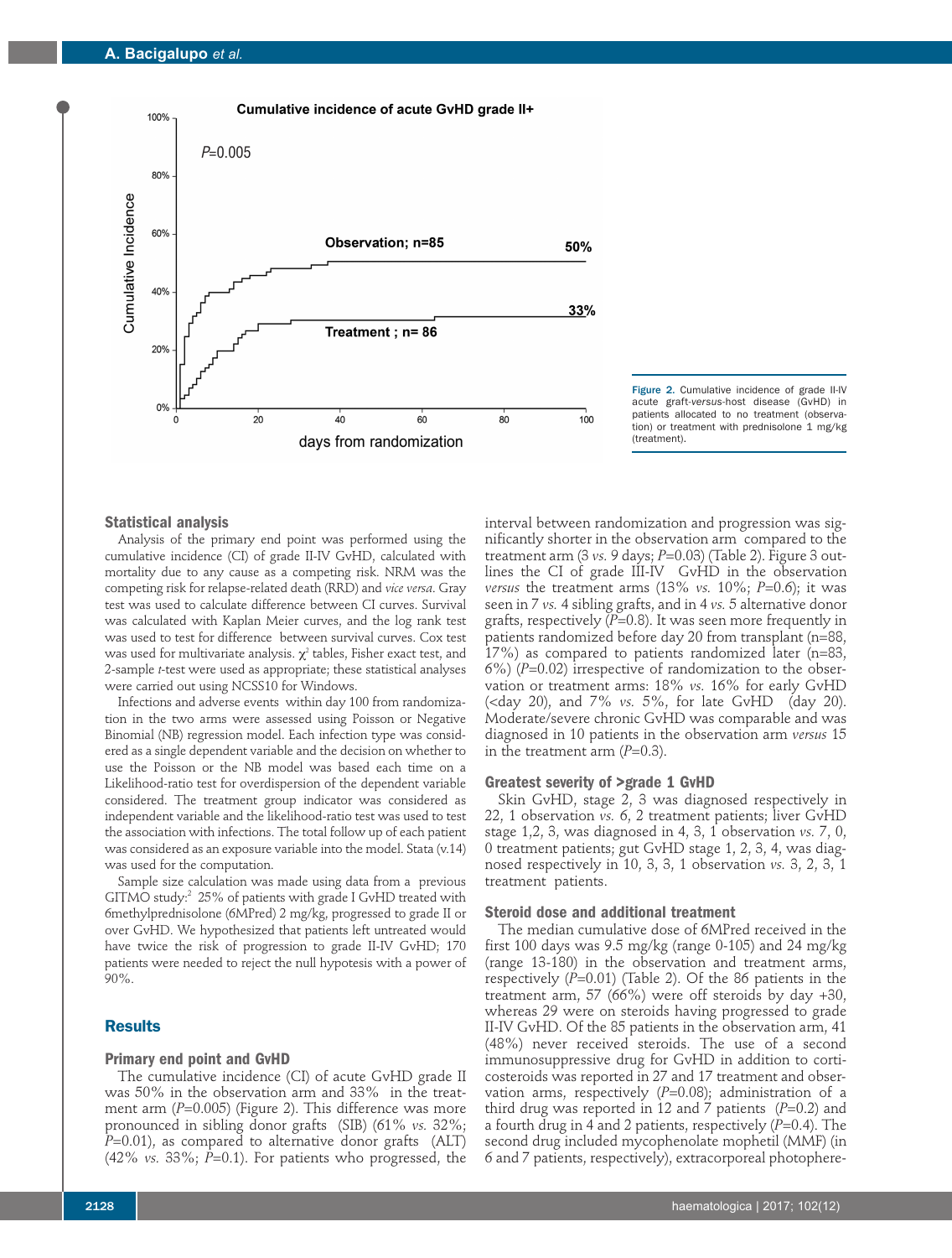Figure 2. Cumulative incidence of grade II-IV acute graft-*versus*-host disease (GvHD) in patients allocated to no treatment (observation) or treatment with prednisolone 1 mg/kg (treatment).

### Statistical analysis

Analysis of the primary end point was performed using the cumulative incidence (CI) of grade II-IV GvHD, calculated with mortality due to any cause as a competing risk. NRM was the competing risk for relapse-related death (RRD) and *vice versa*. Gray test was used to calculate difference between CI curves. Survival was calculated with Kaplan Meier curves, and the log rank test was used to test for difference between survival curves. Cox test was used for multivariate analysis. $\chi^2$ tables, Fisher exact test, and 2-sample *t*-test were used as appropriate; these statistical analyses were carried out using NCSS10 for Windows.

Infections and adverse events within day 100 from randomization in the two arms were assessed using Poisson or Negative Binomial (NB) regression model. Each infection type was considered as a single dependent variable and the decision on whether to use the Poisson or the NB model was based each time on a Likelihood-ratio test for overdispersion of the dependent variable considered. The treatment group indicator was considered as independent variable and the likelihood-ratio test was used to test the association with infections. The total follow up of each patient was considered as an exposure variable into the model. Stata (v.14) was used for the computation.

Sample size calculation was made using data from a previous GITMO study:[2] 25% of patients with grade I GvHD treated with 6methylprednisolone (6MPred) 2 mg/kg, progressed to grade II or over GvHD. We hypothesized that patients left untreated would have twice the risk of progression to grade II-IV GvHD; 170 patients were needed to reject the null hypotesis with a power of 90%.

## Results

### Primary end point and GvHD

The cumulative incidence (CI) of acute GvHD grade II was 50% in the observation arm and 33% in the treatment arm (*P*=0.005) (Figure 2). This difference was more pronounced in sibling donor grafts (SIB) (61% *vs.* 32%; *P*=0.01), as compared to alternative donor grafts (ALT) (42% *vs.* 33%; *P*=0.1). For patients who progressed, the interval between randomization and progression was significantly shorter in the observation arm compared to the treatment arm (3 *vs.* 9 days; *P*=0.03) (Table 2). Figure 3 outlines the CI of grade III-IV GvHD in the observation *versus* the treatment arms (13% *vs.* 10%; *P*=0.6); it was seen in 7 *vs.* 4 sibling grafts, and in 4 *vs.* 5 alternative donor grafts, respectively (*P*=0.8). It was seen more frequently in patients randomized before day 20 from transplant (n=88, 17%) as compared to patients randomized later (n=83, 6%) (*P*=0.02) irrespective of randomization to the observation or treatment arms: 18% *vs.* 16% for early GvHD (<day 20), and 7% *vs.* 5%, for late GvHD (day 20). Moderate/severe chronic GvHD was comparable and was diagnosed in 10 patients in the observation arm *versus* 15 in the treatment arm (*P*=0.3).

### Greatest severity of >grade 1 GvHD

Skin GvHD, stage 2, 3 was diagnosed respectively in 22, 1 observation *vs.* 6, 2 treatment patients; liver GvHD stage 1,2, 3, was diagnosed in 4, 3, 1 observation *vs.* 7, 0, 0 treatment patients; gut GvHD stage 1, 2, 3, 4, was diagnosed respectively in 10, 3, 3, 1 observation *vs.* 3, 2, 3, 1 treatment patients.

### Steroid dose and additional treatment

The median cumulative dose of 6MPred received in the first 100 days was 9.5 mg/kg (range 0-105) and 24 mg/kg (range 13-180) in the observation and treatment arms, respectively (*P*=0.01) (Table 2). Of the 86 patients in the treatment arm, 57 (66%) were off steroids by day +30, whereas 29 were on steroids having progressed to grade II-IV GvHD. Of the 85 patients in the observation arm, 41 (48%) never received steroids. The use of a second immunosuppressive drug for GvHD in addition to corticosteroids was reported in 27 and 17 treatment and observation arms, respectively (*P*=0.08); administration of a third drug was reported in 12 and 7 patients (*P*=0.2) and a fourth drug in 4 and 2 patients, respectively (*P*=0.4). The second drug included mycophenolate mophetil (MMF) (in 6 and 7 patients, respectively), extracorporeal photophere-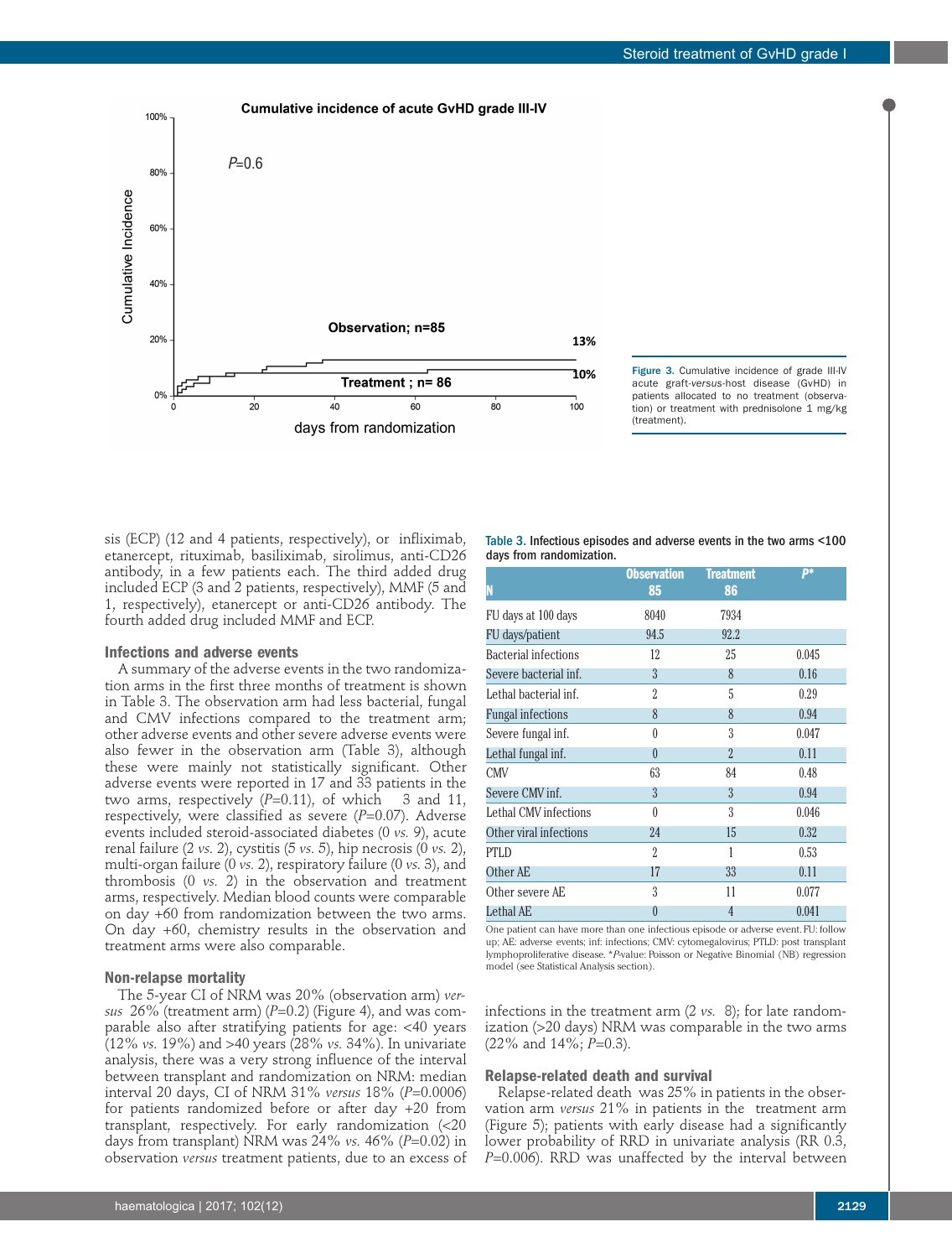Figure 3. Cumulative incidence of grade III-IV acute graft-*versus*-host disease (GvHD) in patients allocated to no treatment (observation) or treatment with prednisolone 1 mg/kg (treatment).

sis (ECP) (12 and 4 patients, respectively), or infliximab, etanercept, rituximab, basiliximab, sirolimus, anti-CD26 antibody, in a few patients each. The third added drug included ECP (3 and 2 patients, respectively), MMF (5 and 1, respectively), etanercept or anti-CD26 antibody. The fourth added drug included MMF and ECP.

### Infections and adverse events

A summary of the adverse events in the two randomization arms in the first three months of treatment is shown in Table 3. The observation arm had less bacterial, fungal and CMV infections compared to the treatment arm; other adverse events and other severe adverse events were also fewer in the observation arm (Table 3), although these were mainly not statistically significant. Other adverse events were reported in 17 and 33 patients in the two arms, respectively (*P*=0.11), of which 3 and 11, respectively, were classified as severe (*P*=0.07). Adverse events included steroid-associated diabetes (0 *vs.* 9), acute renal failure (2 *vs.* 2), cystitis (5 *vs.* 5), hip necrosis (0 *vs.* 2), multi-organ failure (0 *vs.* 2), respiratory failure (0 *vs.* 3), and thrombosis (0 *vs.* 2) in the observation and treatment arms, respectively. Median blood counts were comparable on day +60 from randomization between the two arms. On day +60, chemistry results in the observation and treatment arms were also comparable.

### Non-relapse mortality

The 5-year CI of NRM was 20% (observation arm) *versus* 26% (treatment arm) (*P*=0.2) (Figure 4), and was comparable also after stratifying patients for age: <40 years (12% *vs.* 19%) and >40 years (28% *vs.* 34%). In univariate analysis, there was a very strong influence of the interval between transplant and randomization on NRM: median interval 20 days, CI of NRM 31% *versus* 18% (*P*=0.0006) for patients randomized before or after day +20 from transplant, respectively. For early randomization (<20 days from transplant) NRM was 24% *vs.* 46% (*P*=0.02) in observation *versus* treatment patients, due to an excess of infections in the treatment arm (2 *vs.* 8); for late randomization (>20 days) NRM was comparable in the two arms (22% and 14%; *P*=0.3).

**Table 3.** Infectious episodes and adverse events in the two arms <100 days from randomization.

| N | Observation 85 | Treatment 86 | *P** |
|---|---|---|---|
| FU days at 100 days | 8040 | 7934 | |
| FU days/patient | 94.5 | 92.2 | |
| Bacterial infections | 12 | 25 | 0.045 |
| Severe bacterial inf. | 3 | 8 | 0.16 |
| Lethal bacterial inf. | 2 | 5 | 0.29 |
| Fungal infections | 8 | 8 | 0.94 |
| Severe fungal inf. | 0 | 3 | 0.047 |
| Lethal fungal inf. | 0 | 2 | 0.11 |
| CMV | 63 | 84 | 0.48 |
| Severe CMV inf. | 3 | 3 | 0.94 |
| Lethal CMV infections | 0 | 3 | 0.046 |
| Other viral infections | 24 | 15 | 0.32 |
| PTLD | 2 | 1 | 0.53 |
| Other AE | 17 | 33 | 0.11 |
| Other severe AE | 3 | 11 | 0.077 |
| Lethal AE | 0 | 4 | 0.041 |

One patient can have more than one infectious episode or adverse event. FU: follow up; AE: adverse events; inf: infections; CMV: cytomegalovirus; PTLD: post transplant lymphoproliferative disease. **P*-value: Poisson or Negative Binomial (NB) regression model (see Statistical Analysis section).

### Relapse-related death and survival

Relapse-related death was 25% in patients in the observation arm *versus* 21% in patients in the treatment arm (Figure 5); patients with early disease had a significantly lower probability of RRD in univariate analysis (RR 0.3, *P*=0.006). RRD was unaffected by the interval between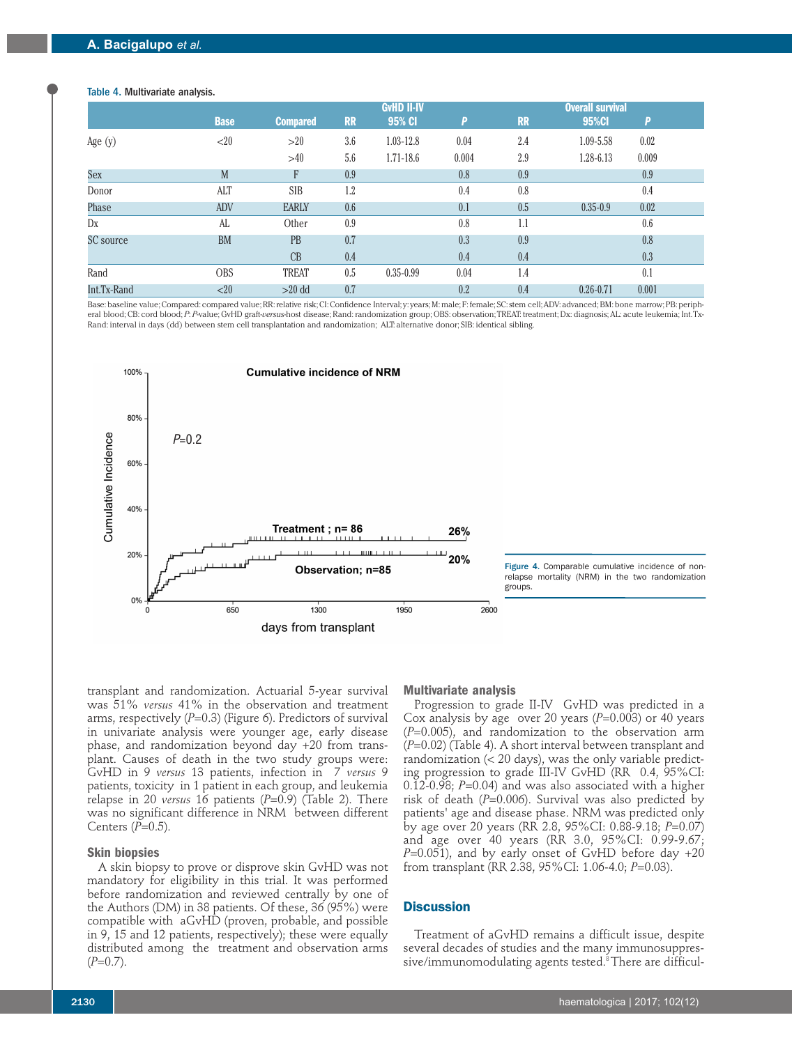**Table 4.** Multivariate analysis.

| | Base | Compared | GvHD II-IV RR | GvHD II-IV 95% CI | GvHD II-IV *P* | Overall survival RR | Overall survival 95%CI | Overall survival *P* |
|---|---|---|---|---|---|---|---|---|
| Age (y) | <20 | >20 | 3.6 | 1.03-12.8 | 0.04 | 2.4 | 1.09-5.58 | 0.02 |
| | | >40 | 5.6 | 1.71-18.6 | 0.004 | 2.9 | 1.28-6.13 | 0.009 |
| Sex | M | F | 0.9 | | 0.8 | 0.9 | | 0.9 |
| Donor | ALT | SIB | 1.2 | | 0.4 | 0.8 | | 0.4 |
| Phase | ADV | EARLY | 0.6 | | 0.1 | 0.5 | 0.35-0.9 | 0.02 |
| Dx | AL | Other | 0.9 | | 0.8 | 1.1 | | 0.6 |
| SC source | BM | PB | 0.7 | | 0.3 | 0.9 | | 0.8 |
| | | CB | 0.4 | | 0.4 | 0.4 | | 0.3 |
| Rand | OBS | TREAT | 0.5 | 0.35-0.99 | 0.04 | 1.4 | | 0.1 |
| Int.Tx-Rand | <20 | >20 dd | 0.7 | | 0.2 | 0.4 | 0.26-0.71 | 0.001 |

Base: baseline value; Compared: compared value; RR: relative risk; CI: Confidence Interval; y: years; M: male; F: female; SC: stem cell; ADV: advanced; BM: bone marrow; PB: peripheral blood; CB: cord blood; *P*: *P*-value; GvHD graft-*versus*-host disease; Rand: randomization group; OBS: observation; TREAT: treatment; Dx: diagnosis; AL: acute leukemia; Int.Tx-Rand: interval in days (dd) between stem cell transplantation and randomization; ALT: alternative donor; SIB: identical sibling.

**Figure 4.** Comparable cumulative incidence of non-relapse mortality (NRM) in the two randomization groups.

transplant and randomization. Actuarial 5-year survival was 51% *versus* 41% in the observation and treatment arms, respectively (*P*=0.3) (Figure 6). Predictors of survival in univariate analysis were younger age, early disease phase, and randomization beyond day +20 from transplant. Causes of death in the two study groups were: GvHD in 9 *versus* 13 patients, infection in 7 *versus* 9 patients, toxicity in 1 patient in each group, and leukemia relapse in 20 *versus* 16 patients (*P*=0.9) (Table 2). There was no significant difference in NRM between different Centers (*P*=0.5).

### Skin biopsies

A skin biopsy to prove or disprove skin GvHD was not mandatory for eligibility in this trial. It was performed before randomization and reviewed centrally by one of the Authors (DM) in 38 patients. Of these, 36 (95%) were compatible with aGvHD (proven, probable, and possible in 9, 15 and 12 patients, respectively); these were equally distributed among the treatment and observation arms (*P*=0.7).

### Multivariate analysis

Progression to grade II-IV GvHD was predicted in a Cox analysis by age over 20 years (*P*=0.003) or 40 years (*P*=0.005), and randomization to the observation arm (*P*=0.02) (Table 4). A short interval between transplant and randomization (< 20 days), was the only variable predicting progression to grade III-IV GvHD (RR 0.4, 95%CI: 0.12-0.98; *P*=0.04) and was also associated with a higher risk of death (*P*=0.006). Survival was also predicted by patients' age and disease phase. NRM was predicted only by age over 20 years (RR 2.8, 95%CI: 0.88-9.18; *P*=0.07) and age over 40 years (RR 3.0, 95%CI: 0.99-9.67; *P*=0.051), and by early onset of GvHD before day +20 from transplant (RR 2.38, 95%CI: 1.06-4.0; *P*=0.03).

## Discussion

Treatment of aGvHD remains a difficult issue, despite several decades of studies and the many immunosuppressive/immunomodulating agents tested.[8] There are difficul-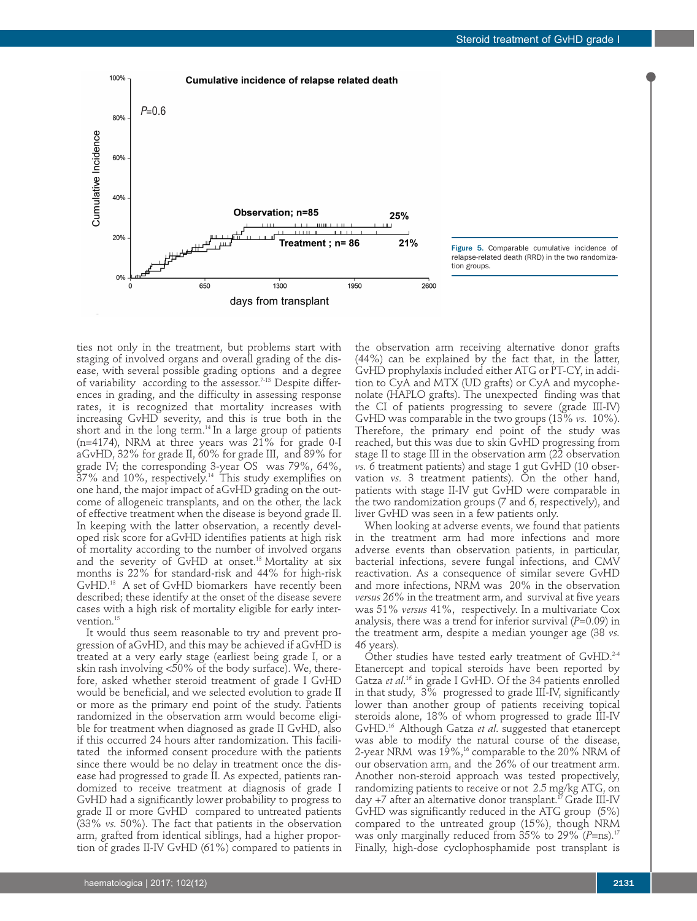Figure 5. Comparable cumulative incidence of relapse-related death (RRD) in the two randomization groups.

ties not only in the treatment, but problems start with staging of involved organs and overall grading of the disease, with several possible grading options and a degree of variability according to the assessor.[7-13] Despite differences in grading, and the difficulty in assessing response rates, it is recognized that mortality increases with increasing GvHD severity, and this is true both in the short and in the long term.[14] In a large group of patients (n=4174), NRM at three years was 21% for grade 0-I aGvHD, 32% for grade II, 60% for grade III, and 89% for grade IV; the corresponding 3-year OS was 79%, 64%, 37% and 10%, respectively.[14] This study exemplifies on one hand, the major impact of aGvHD grading on the outcome of allogeneic transplants, and on the other, the lack of effective treatment when the disease is beyond grade II. In keeping with the latter observation, a recently developed risk score for aGvHD identifies patients at high risk of mortality according to the number of involved organs and the severity of GvHD at onset.[13] Mortality at six months is 22% for standard-risk and 44% for high-risk GvHD.[13] A set of GvHD biomarkers have recently been described; these identify at the onset of the disease severe cases with a high risk of mortality eligible for early intervention.[15]

It would thus seem reasonable to try and prevent progression of aGvHD, and this may be achieved if aGvHD is treated at a very early stage (earliest being grade I, or a skin rash involving <50% of the body surface). We, therefore, asked whether steroid treatment of grade I GvHD would be beneficial, and we selected evolution to grade II or more as the primary end point of the study. Patients randomized in the observation arm would become eligible for treatment when diagnosed as grade II GvHD, also if this occurred 24 hours after randomization. This facilitated the informed consent procedure with the patients since there would be no delay in treatment once the disease had progressed to grade II. As expected, patients randomized to receive treatment at diagnosis of grade I GvHD had a significantly lower probability to progress to grade II or more GvHD compared to untreated patients (33% *vs.* 50%). The fact that patients in the observation arm, grafted from identical siblings, had a higher proportion of grades II-IV GvHD (61%) compared to patients in the observation arm receiving alternative donor grafts (44%) can be explained by the fact that, in the latter, GvHD prophylaxis included either ATG or PT-CY, in addition to CyA and MTX (UD grafts) or CyA and mycophenolate (HAPLO grafts). The unexpected finding was that the CI of patients progressing to severe (grade III-IV) GvHD was comparable in the two groups (13% *vs.* 10%). Therefore, the primary end point of the study was reached, but this was due to skin GvHD progressing from stage II to stage III in the observation arm (22 observation *vs.* 6 treatment patients) and stage 1 gut GvHD (10 observation *vs.* 3 treatment patients). On the other hand, patients with stage II-IV gut GvHD were comparable in the two randomization groups (7 and 6, respectively), and liver GvHD was seen in a few patients only.

When looking at adverse events, we found that patients in the treatment arm had more infections and more adverse events than observation patients, in particular, bacterial infections, severe fungal infections, and CMV reactivation. As a consequence of similar severe GvHD and more infections, NRM was 20% in the observation *versus* 26% in the treatment arm, and survival at five years was 51% *versus* 41%, respectively. In a multivariate Cox analysis, there was a trend for inferior survival (*P*=0.09) in the treatment arm, despite a median younger age (38 *vs.* 46 years).

Other studies have tested early treatment of GvHD.[2-4] Etanercept and topical steroids have been reported by Gatza *et al.*[16] in grade I GvHD. Of the 34 patients enrolled in that study, 3% progressed to grade III-IV, significantly lower than another group of patients receiving topical steroids alone, 18% of whom progressed to grade III-IV GvHD.[16] Although Gatza *et al.* suggested that etanercept was able to modify the natural course of the disease, 2-year NRM was 19%,[16] comparable to the 20% NRM of our observation arm, and the 26% of our treatment arm. Another non-steroid approach was tested propectively, randomizing patients to receive or not 2.5 mg/kg ATG, on day +7 after an alternative donor transplant.[17] Grade III-IV GvHD was significantly reduced in the ATG group (5%) compared to the untreated group (15%), though NRM was only marginally reduced from 35% to 29% (*P*=ns).[17] Finally, high-dose cyclophosphamide post transplant is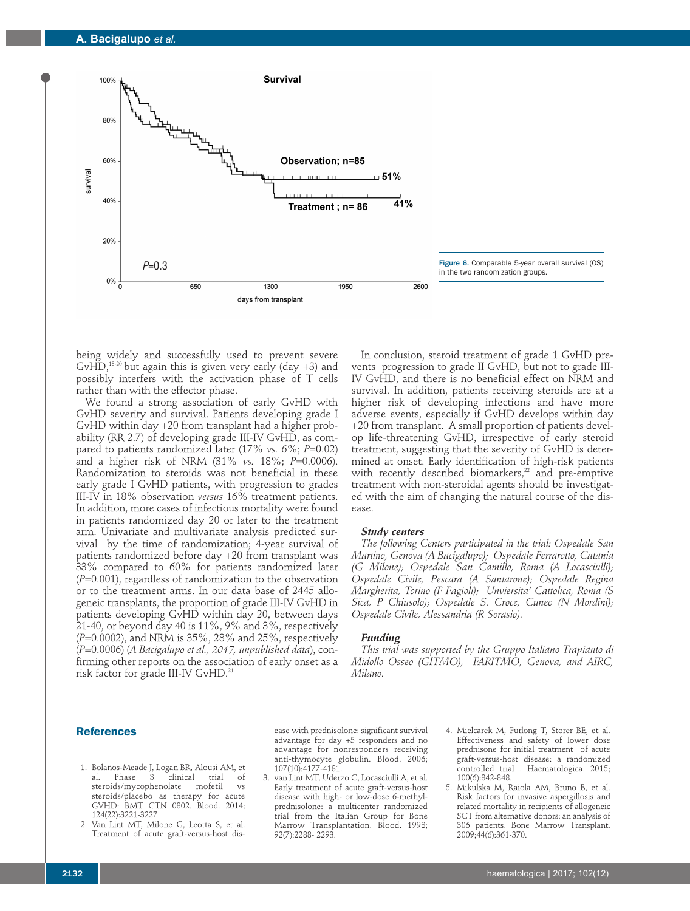Figure 6. Comparable 5-year overall survival (OS) in the two randomization groups.

being widely and successfully used to prevent severe GvHD,[18-20] but again this is given very early (day +3) and possibly interfers with the activation phase of T cells rather than with the effector phase.

We found a strong association of early GvHD with GvHD severity and survival. Patients developing grade I GvHD within day +20 from transplant had a higher probability (RR 2.7) of developing grade III-IV GvHD, as compared to patients randomized later (17% *vs.* 6%; *P*=0.02) and a higher risk of NRM (31% *vs.* 18%; *P*=0.0006). Randomization to steroids was not beneficial in these early grade I GvHD patients, with progression to grades III-IV in 18% observation *versus* 16% treatment patients. In addition, more cases of infectious mortality were found in patients randomized day 20 or later to the treatment arm. Univariate and multivariate analysis predicted survival by the time of randomization; 4-year survival of patients randomized before day +20 from transplant was 33% compared to 60% for patients randomized later (*P*=0.001), regardless of randomization to the observation or to the treatment arms. In our data base of 2445 allogeneic transplants, the proportion of grade III-IV GvHD in patients developing GvHD within day 20, between days 21-40, or beyond day 40 is 11%, 9% and 3%, respectively (*P*=0.0002), and NRM is 35%, 28% and 25%, respectively (*P*=0.0006) (*A Bacigalupo et al., 2017, unpublished data*), confirming other reports on the association of early onset as a risk factor for grade III-IV GvHD.[21]

In conclusion, steroid treatment of grade 1 GvHD prevents progression to grade II GvHD, but not to grade III-IV GvHD, and there is no beneficial effect on NRM and survival. In addition, patients receiving steroids are at a higher risk of developing infections and have more adverse events, especially if GvHD develops within day +20 from transplant. A small proportion of patients develop life-threatening GvHD, irrespective of early steroid treatment, suggesting that the severity of GvHD is determined at onset. Early identification of high-risk patients with recently described biomarkers,[22] and pre-emptive treatment with non-steroidal agents should be investigated with the aim of changing the natural course of the disease.

### Study centers

*The following Centers participated in the trial: Ospedale San Martino, Genova (A Bacigalupo); Ospedale Ferrarotto, Catania (G Milone); Ospedale San Camillo, Roma (A Locasciulli); Ospedale Civile, Pescara (A Santarone); Ospedale Regina Margherita, Torino (F Fagioli); Unviersita' Cattolica, Roma (S Sica, P Chiusolo); Ospedale S. Croce, Cuneo (N Mordini); Ospedale Civile, Alessandria (R Sorasio).*

### Funding

*This trial was supported by the Gruppo Italiano Trapianto di Midollo Osseo (GITMO), FARITMO, Genova, and AIRC, Milano.*

## References

1. Bolaños-Meade J, Logan BR, Alousi AM, et al. Phase 3 clinical trial of steroids/mycophenolate mofetil vs steroids/placebo as therapy for acute GVHD: BMT CTN 0802. Blood. 2014; 124(22):3221-3227
2. Van Lint MT, Milone G, Leotta S, et al. Treatment of acute graft-versus-host disease with prednisolone: significant survival advantage for day +5 responders and no advantage for nonresponders receiving anti-thymocyte globulin. Blood. 2006; 107(10):4177-4181.
3. van Lint MT, Uderzo C, Locasciulli A, et al. Early treatment of acute graft-versus-host disease with high- or low-dose 6-methylprednisolone: a multicenter randomized trial from the Italian Group for Bone Marrow Transplantation. Blood. 1998; 92(7):2288- 2293.
4. Mielcarek M, Furlong T, Storer BE, et al. Effectiveness and safety of lower dose prednisone for initial treatment of acute graft-versus-host disease: a randomized controlled trial . Haematologica. 2015; 100(6);842-848.
5. Mikulska M, Raiola AM, Bruno B, et al. Risk factors for invasive aspergillosis and related mortality in recipients of allogeneic SCT from alternative donors: an analysis of 306 patients. Bone Marrow Transplant. 2009;44(6):361-370.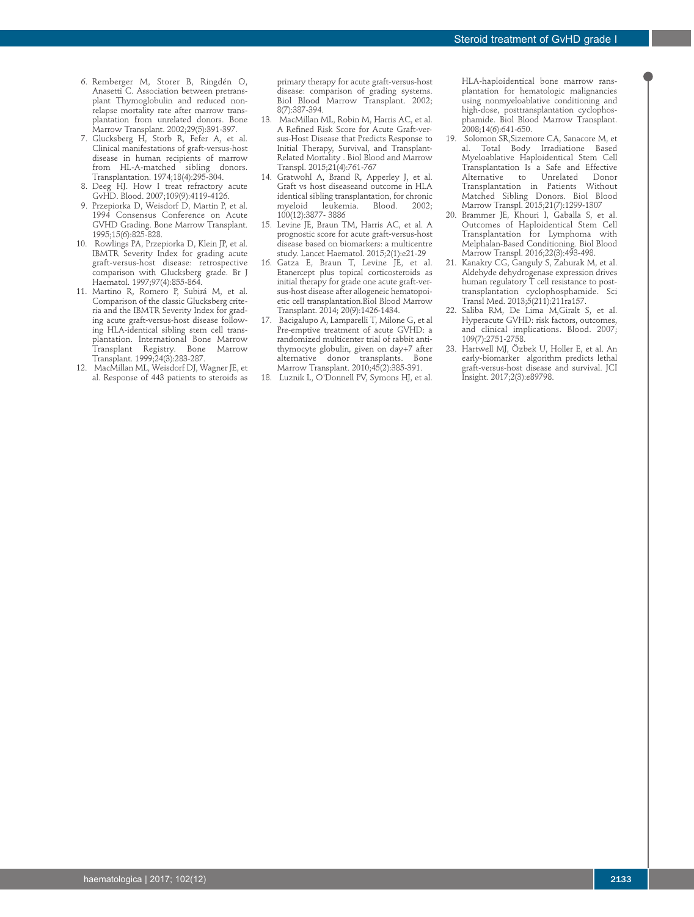6. Remberger M, Storer B, Ringdén O, Anasetti C. Association between pretransplant Thymoglobulin and reduced non-relapse mortality rate after marrow transplantation from unrelated donors. Bone Marrow Transplant. 2002;29(5):391-397.
7. Glucksberg H, Storb R, Fefer A, et al. Clinical manifestations of graft-versus-host disease in human recipients of marrow from HL-A-matched sibling donors. Transplantation. 1974;18(4):295-304.
8. Deeg HJ. How I treat refractory acute GvHD. Blood. 2007;109(9):4119-4126.
9. Przepiorka D, Weisdorf D, Martin P, et al. 1994 Consensus Conference on Acute GVHD Grading. Bone Marrow Transplant. 1995;15(6):825-828.
10. Rowlings PA, Przepiorka D, Klein JP, et al. IBMTR Severity Index for grading acute graft-versus-host disease: retrospective comparison with Glucksberg grade. Br J Haematol. 1997;97(4):855-864.
11. Martino R, Romero P, Subirá M, et al. Comparison of the classic Glucksberg criteria and the IBMTR Severity Index for grading acute graft-versus-host disease following HLA-identical sibling stem cell transplantation. International Bone Marrow Transplant Registry. Bone Marrow Transplant. 1999;24(3):283-287.
12. MacMillan ML, Weisdorf DJ, Wagner JE, et al. Response of 443 patients to steroids as primary therapy for acute graft-versus-host disease: comparison of grading systems. Biol Blood Marrow Transplant. 2002; 8(7):387-394.
13. MacMillan ML, Robin M, Harris AC, et al. A Refined Risk Score for Acute Graft-versus-Host Disease that Predicts Response to Initial Therapy, Survival, and Transplant-Related Mortality . Biol Blood and Marrow Transpl. 2015;21(4):761-767
14. Gratwohl A, Brand R, Apperley J, et al. Graft vs host diseaseand outcome in HLA identical sibling transplantation, for chronic myeloid leukemia. Blood. 2002; 100(12):3877- 3886
15. Levine JE, Braun TM, Harris AC, et al. A prognostic score for acute graft-versus-host disease based on biomarkers: a multicentre study. Lancet Haematol. 2015;2(1):e21-29
16. Gatza E, Braun T, Levine JE, et al. Etanercept plus topical corticosteroids as initial therapy for grade one acute graft-versus-host disease after allogeneic hematopoietic cell transplantation.Biol Blood Marrow Transplant. 2014; 20(9):1426-1434.
17. Bacigalupo A, Lamparelli T, Milone G, et al Pre-emptive treatment of acute GVHD: a randomized multicenter trial of rabbit anti-thymocyte globulin, given on day+7 after alternative donor transplants. Bone Marrow Transplant. 2010;45(2):385-391.
18. Luznik L, O'Donnell PV, Symons HJ, et al. HLA-haploidentical bone marrow transplantation for hematologic malignancies using nonmyeloablative conditioning and high-dose, posttransplantation cyclophosphamide. Biol Blood Marrow Transplant. 2008;14(6):641-650.
19. Solomon SR,Sizemore CA, Sanacore M, et al. Total Body Irradiatione Based Myeloablative Haploidentical Stem Cell Transplantation Is a Safe and Effective Alternative to Unrelated Donor Transplantation in Patients Without Matched Sibling Donors. Biol Blood Marrow Transpl. 2015;21(7):1299-1307
20. Brammer JE, Khouri I, Gaballa S, et al. Outcomes of Haploidentical Stem Cell Transplantation for Lymphoma with Melphalan-Based Conditioning. Biol Blood Marrow Transpl. 2016;22(3):493-498.
21. Kanakry CG, Ganguly S, Zahurak M, et al. Aldehyde dehydrogenase expression drives human regulatory T cell resistance to post-transplantation cyclophosphamide. Sci Transl Med. 2013;5(211):211ra157.
22. Saliba RM, De Lima M,Giralt S, et al. Hyperacute GVHD: risk factors, outcomes, and clinical implications. Blood. 2007; 109(7):2751-2758.
23. Hartwell MJ, Özbek U, Holler E, et al. An early-biomarker algorithm predicts lethal graft-versus-host disease and survival. JCI Insight. 2017;2(3):e89798.